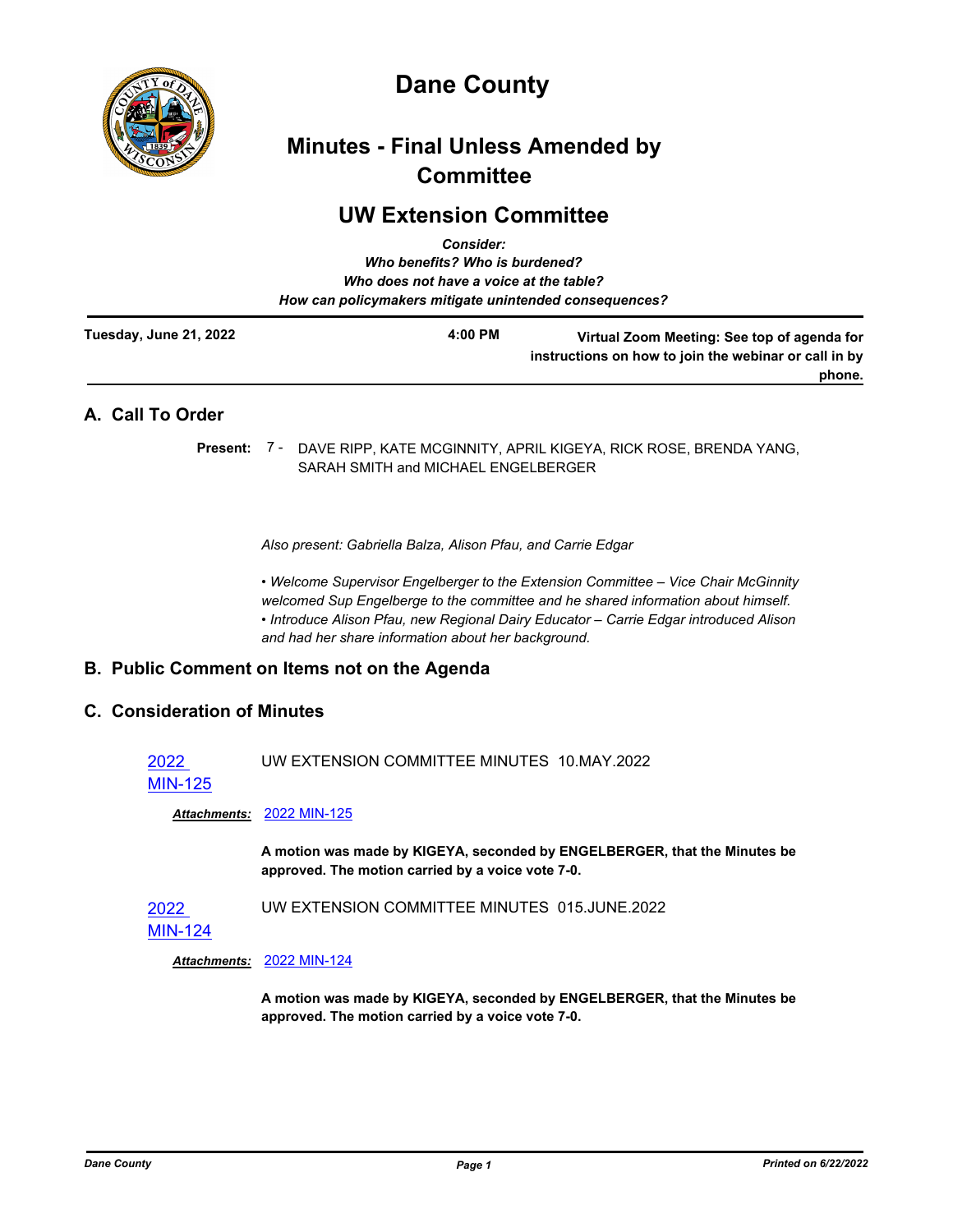# Dane County

## Minutes - Final Unless Amended by Committee

## UW Extension Committee

*Consider:*
*Who benefits? Who is burdened?*
*Who does not have a voice at the table?*
*How can policymakers mitigate unintended consequences?*

| Tuesday, June 21, 2022 | 4:00 PM | Virtual Zoom Meeting: See top of agenda for instructions on how to join the webinar or call in by phone. |
|---|---|---|

## A. Call To Order

**Present:** 7 - DAVE RIPP, KATE MCGINNITY, APRIL KIGEYA, RICK ROSE, BRENDA YANG, SARAH SMITH and MICHAEL ENGELBERGER

*Also present: Gabriella Balza, Alison Pfau, and Carrie Edgar*

*• Welcome Supervisor Engelberger to the Extension Committee – Vice Chair McGinnity welcomed Sup Engelberge to the committee and he shared information about himself.*
*• Introduce Alison Pfau, new Regional Dairy Educator – Carrie Edgar introduced Alison and had her share information about her background.*

## B. Public Comment on Items not on the Agenda

## C. Consideration of Minutes

2022 MIN-125 UW EXTENSION COMMITTEE MINUTES 10.MAY.2022

***Attachments:*** 2022 MIN-125

**A motion was made by KIGEYA, seconded by ENGELBERGER, that the Minutes be approved. The motion carried by a voice vote 7-0.**

2022 MIN-124 UW EXTENSION COMMITTEE MINUTES 015.JUNE.2022

***Attachments:*** 2022 MIN-124

**A motion was made by KIGEYA, seconded by ENGELBERGER, that the Minutes be approved. The motion carried by a voice vote 7-0.**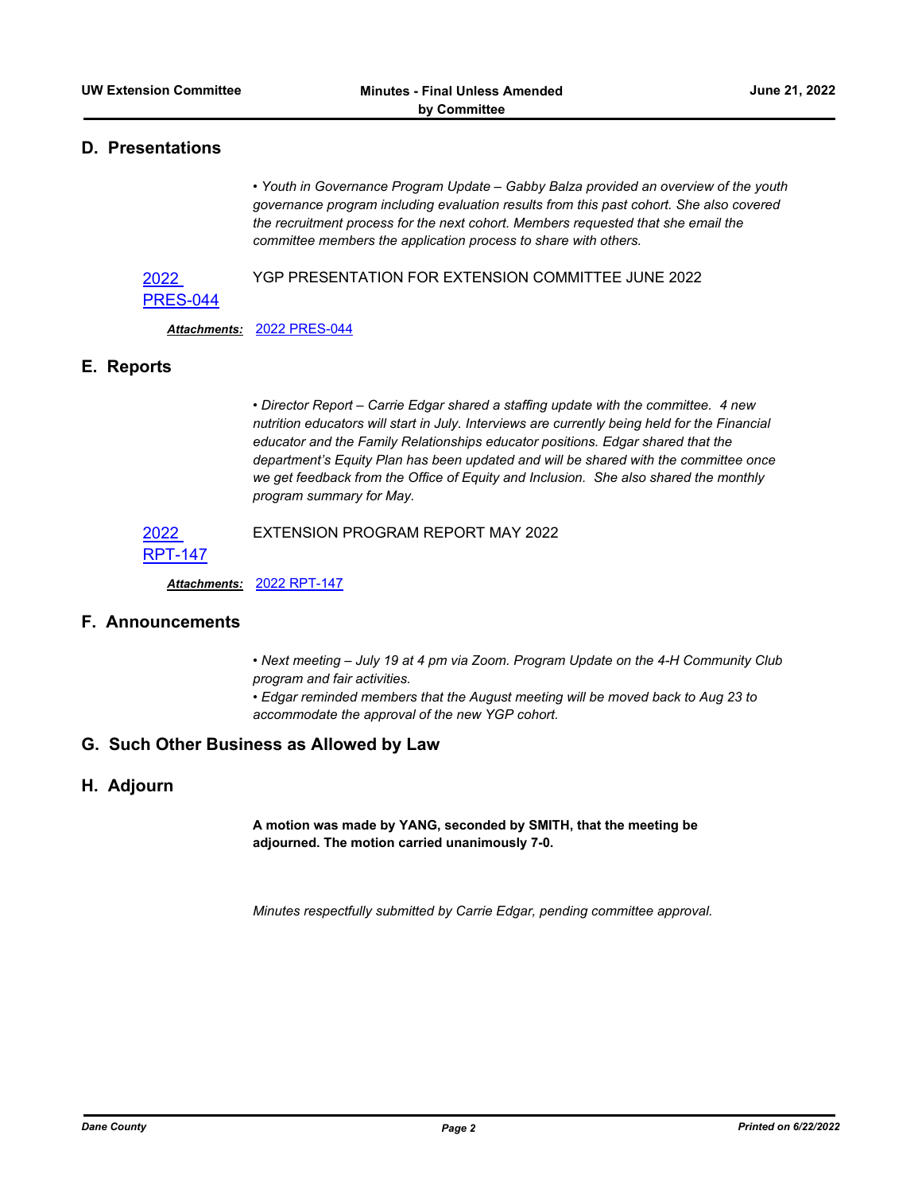## D. Presentations

*• Youth in Governance Program Update – Gabby Balza provided an overview of the youth governance program including evaluation results from this past cohort. She also covered the recruitment process for the next cohort. Members requested that she email the committee members the application process to share with others.*

2022 PRES-044 YGP PRESENTATION FOR EXTENSION COMMITTEE JUNE 2022

***Attachments:*** 2022 PRES-044

## E. Reports

*• Director Report – Carrie Edgar shared a staffing update with the committee. 4 new nutrition educators will start in July. Interviews are currently being held for the Financial educator and the Family Relationships educator positions. Edgar shared that the department's Equity Plan has been updated and will be shared with the committee once we get feedback from the Office of Equity and Inclusion. She also shared the monthly program summary for May.*

2022 RPT-147 EXTENSION PROGRAM REPORT MAY 2022

***Attachments:*** 2022 RPT-147

## F. Announcements

*• Next meeting – July 19 at 4 pm via Zoom. Program Update on the 4-H Community Club program and fair activities.*
*• Edgar reminded members that the August meeting will be moved back to Aug 23 to accommodate the approval of the new YGP cohort.*

## G. Such Other Business as Allowed by Law

## H. Adjourn

**A motion was made by YANG, seconded by SMITH, that the meeting be adjourned. The motion carried unanimously 7-0.**

*Minutes respectfully submitted by Carrie Edgar, pending committee approval.*